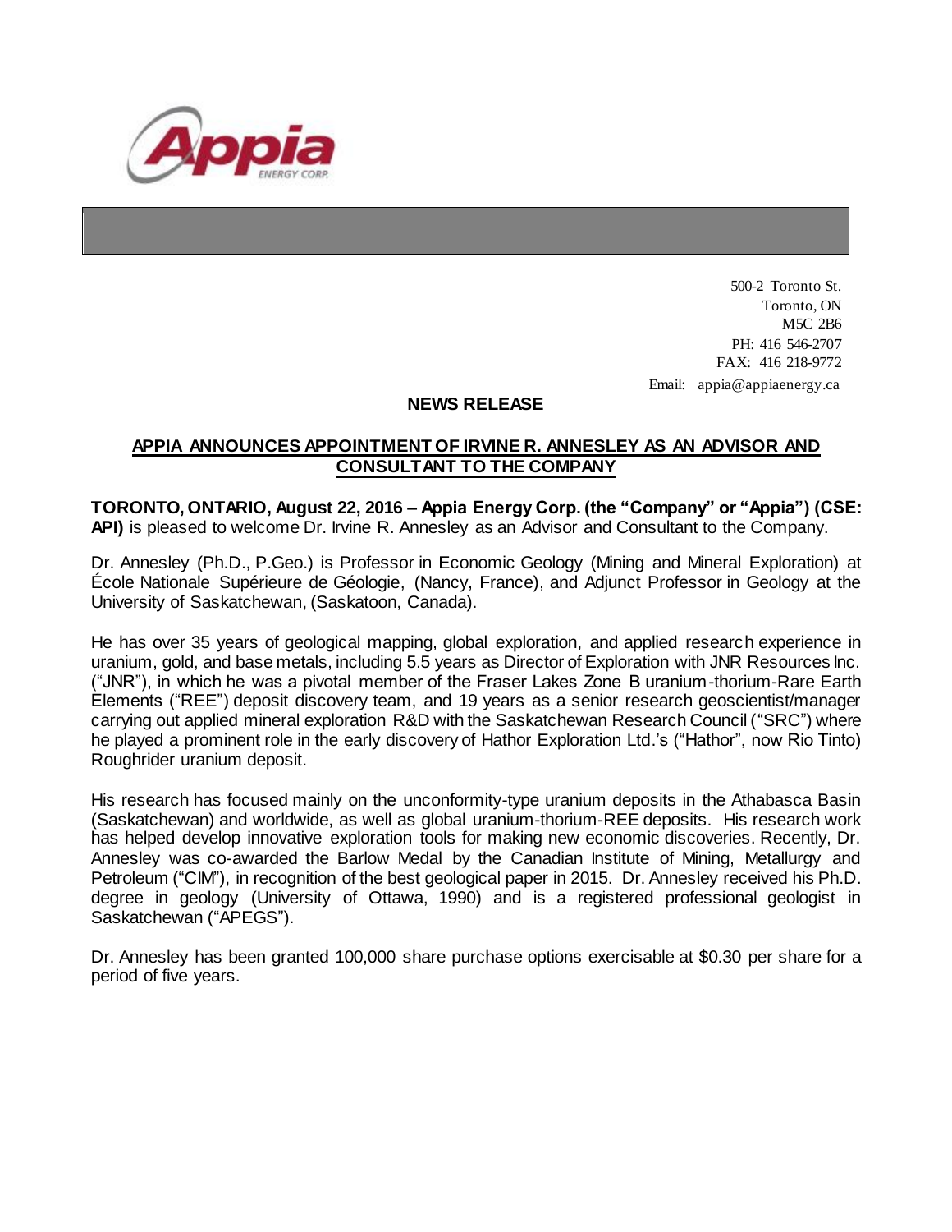500-2 Toronto St.
Toronto, ON
M5C 2B6
PH: 416 546-2707
FAX: 416 218-9772
Email: appia@appiaenergy.ca

## NEWS RELEASE

## APPIA ANNOUNCES APPOINTMENT OF IRVINE R. ANNESLEY AS AN ADVISOR AND CONSULTANT TO THE COMPANY

**TORONTO, ONTARIO, August 22, 2016 – Appia Energy Corp. (the "Company" or "Appia") (CSE: API)** is pleased to welcome Dr. Irvine R. Annesley as an Advisor and Consultant to the Company.

Dr. Annesley (Ph.D., P.Geo.) is Professor in Economic Geology (Mining and Mineral Exploration) at École Nationale Supérieure de Géologie, (Nancy, France), and Adjunct Professor in Geology at the University of Saskatchewan, (Saskatoon, Canada).

He has over 35 years of geological mapping, global exploration, and applied research experience in uranium, gold, and base metals, including 5.5 years as Director of Exploration with JNR Resources Inc. ("JNR"), in which he was a pivotal member of the Fraser Lakes Zone B uranium-thorium-Rare Earth Elements ("REE") deposit discovery team, and 19 years as a senior research geoscientist/manager carrying out applied mineral exploration R&D with the Saskatchewan Research Council ("SRC") where he played a prominent role in the early discovery of Hathor Exploration Ltd.'s ("Hathor", now Rio Tinto) Roughrider uranium deposit.

His research has focused mainly on the unconformity-type uranium deposits in the Athabasca Basin (Saskatchewan) and worldwide, as well as global uranium-thorium-REE deposits. His research work has helped develop innovative exploration tools for making new economic discoveries. Recently, Dr. Annesley was co-awarded the Barlow Medal by the Canadian Institute of Mining, Metallurgy and Petroleum ("CIM"), in recognition of the best geological paper in 2015. Dr. Annesley received his Ph.D. degree in geology (University of Ottawa, 1990) and is a registered professional geologist in Saskatchewan ("APEGS").

Dr. Annesley has been granted 100,000 share purchase options exercisable at $0.30 per share for a period of five years.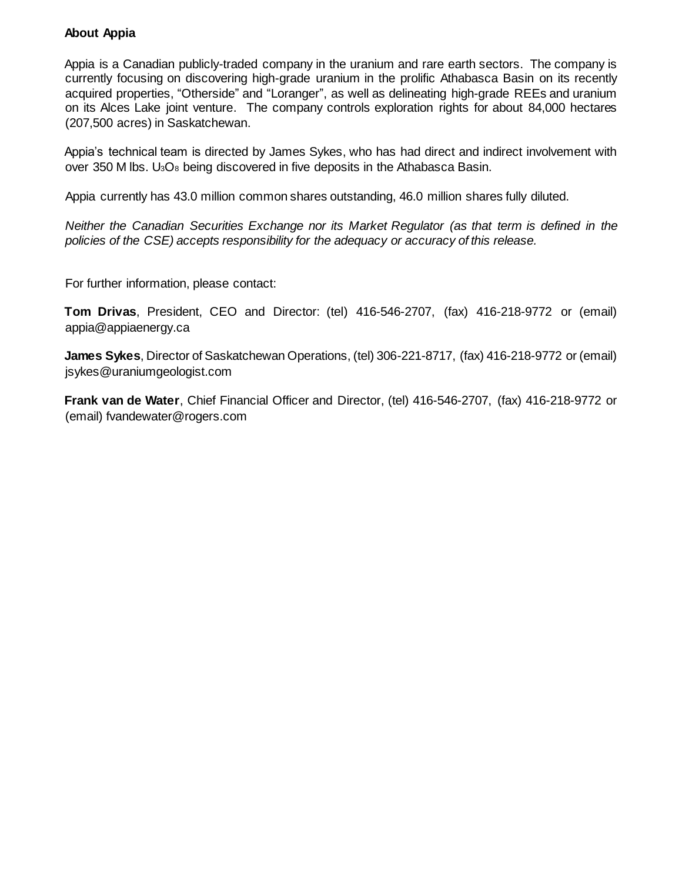**About Appia**

Appia is a Canadian publicly-traded company in the uranium and rare earth sectors. The company is currently focusing on discovering high-grade uranium in the prolific Athabasca Basin on its recently acquired properties, “Otherside” and “Loranger”, as well as delineating high-grade REEs and uranium on its Alces Lake joint venture. The company controls exploration rights for about 84,000 hectares (207,500 acres) in Saskatchewan.

Appia’s technical team is directed by James Sykes, who has had direct and indirect involvement with over 350 M lbs. $U_3O_8$ being discovered in five deposits in the Athabasca Basin.

Appia currently has 43.0 million common shares outstanding, 46.0 million shares fully diluted.

*Neither the Canadian Securities Exchange nor its Market Regulator (as that term is defined in the policies of the CSE) accepts responsibility for the adequacy or accuracy of this release.*

For further information, please contact:

**Tom Drivas**, President, CEO and Director: (tel) 416-546-2707, (fax) 416-218-9772 or (email) appia@appiaenergy.ca

**James Sykes**, Director of Saskatchewan Operations, (tel) 306-221-8717, (fax) 416-218-9772 or (email) jsykes@uraniumgeologist.com

**Frank van de Water**, Chief Financial Officer and Director, (tel) 416-546-2707, (fax) 416-218-9772 or (email) fvandewater@rogers.com